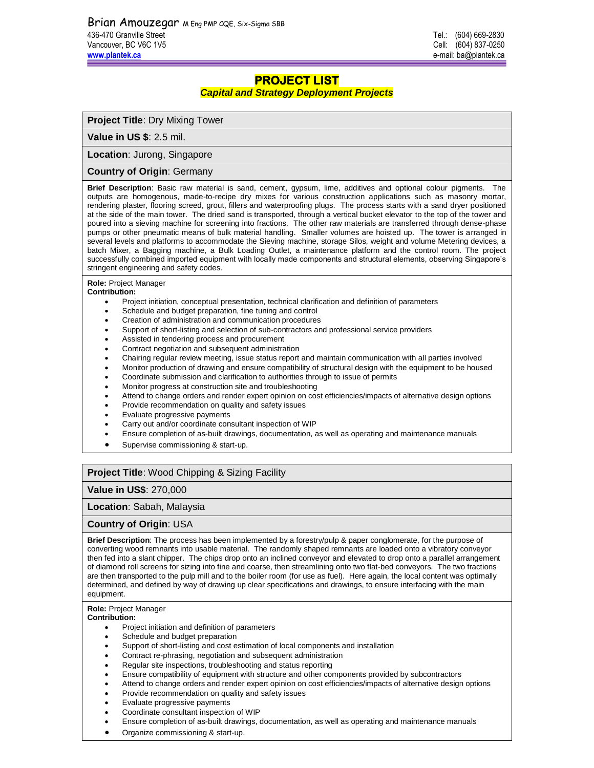Brian Amouzegar M Eng PMP CQE, Six-Sigma SBB

436-470 Granville Street
Vancouver, BC V6C 1V5
www.plantek.ca

Tel.: (604) 669-2830
Cell: (604) 837-0250
e-mail: ba@plantek.ca

# PROJECT LIST

***Capital and Strategy Deployment Projects***

**Project Title**: Dry Mixing Tower

**Value in US $**: 2.5 mil.

**Location**: Jurong, Singapore

**Country of Origin**: Germany

**Brief Description**: Basic raw material is sand, cement, gypsum, lime, additives and optional colour pigments. The outputs are homogenous, made-to-recipe dry mixes for various construction applications such as masonry mortar, rendering plaster, flooring screed, grout, fillers and waterproofing plugs. The process starts with a sand dryer positioned at the side of the main tower. The dried sand is transported, through a vertical bucket elevator to the top of the tower and poured into a sieving machine for screening into fractions. The other raw materials are transferred through dense-phase pumps or other pneumatic means of bulk material handling. Smaller volumes are hoisted up. The tower is arranged in several levels and platforms to accommodate the Sieving machine, storage Silos, weight and volume Metering devices, a batch Mixer, a Bagging machine, a Bulk Loading Outlet, a maintenance platform and the control room. The project successfully combined imported equipment with locally made components and structural elements, observing Singapore's stringent engineering and safety codes.

**Role:** Project Manager
**Contribution:**

- Project initiation, conceptual presentation, technical clarification and definition of parameters
- Schedule and budget preparation, fine tuning and control
- Creation of administration and communication procedures
- Support of short-listing and selection of sub-contractors and professional service providers
- Assisted in tendering process and procurement
- Contract negotiation and subsequent administration
- Chairing regular review meeting, issue status report and maintain communication with all parties involved
- Monitor production of drawing and ensure compatibility of structural design with the equipment to be housed
- Coordinate submission and clarification to authorities through to issue of permits
- Monitor progress at construction site and troubleshooting
- Attend to change orders and render expert opinion on cost efficiencies/impacts of alternative design options
- Provide recommendation on quality and safety issues
- Evaluate progressive payments
- Carry out and/or coordinate consultant inspection of WIP
- Ensure completion of as-built drawings, documentation, as well as operating and maintenance manuals
- Supervise commissioning & start-up.

**Project Title**: Wood Chipping & Sizing Facility

**Value in US$**: 270,000

**Location**: Sabah, Malaysia

**Country of Origin**: USA

**Brief Description**: The process has been implemented by a forestry/pulp & paper conglomerate, for the purpose of converting wood remnants into usable material. The randomly shaped remnants are loaded onto a vibratory conveyor then fed into a slant chipper. The chips drop onto an inclined conveyor and elevated to drop onto a parallel arrangement of diamond roll screens for sizing into fine and coarse, then streamlining onto two flat-bed conveyors. The two fractions are then transported to the pulp mill and to the boiler room (for use as fuel). Here again, the local content was optimally determined, and defined by way of drawing up clear specifications and drawings, to ensure interfacing with the main equipment.

**Role:** Project Manager
**Contribution:**

- Project initiation and definition of parameters
- Schedule and budget preparation
- Support of short-listing and cost estimation of local components and installation
- Contract re-phrasing, negotiation and subsequent administration
- Regular site inspections, troubleshooting and status reporting
- Ensure compatibility of equipment with structure and other components provided by subcontractors
- Attend to change orders and render expert opinion on cost efficiencies/impacts of alternative design options
- Provide recommendation on quality and safety issues
- Evaluate progressive payments
- Coordinate consultant inspection of WIP
- Ensure completion of as-built drawings, documentation, as well as operating and maintenance manuals
- Organize commissioning & start-up.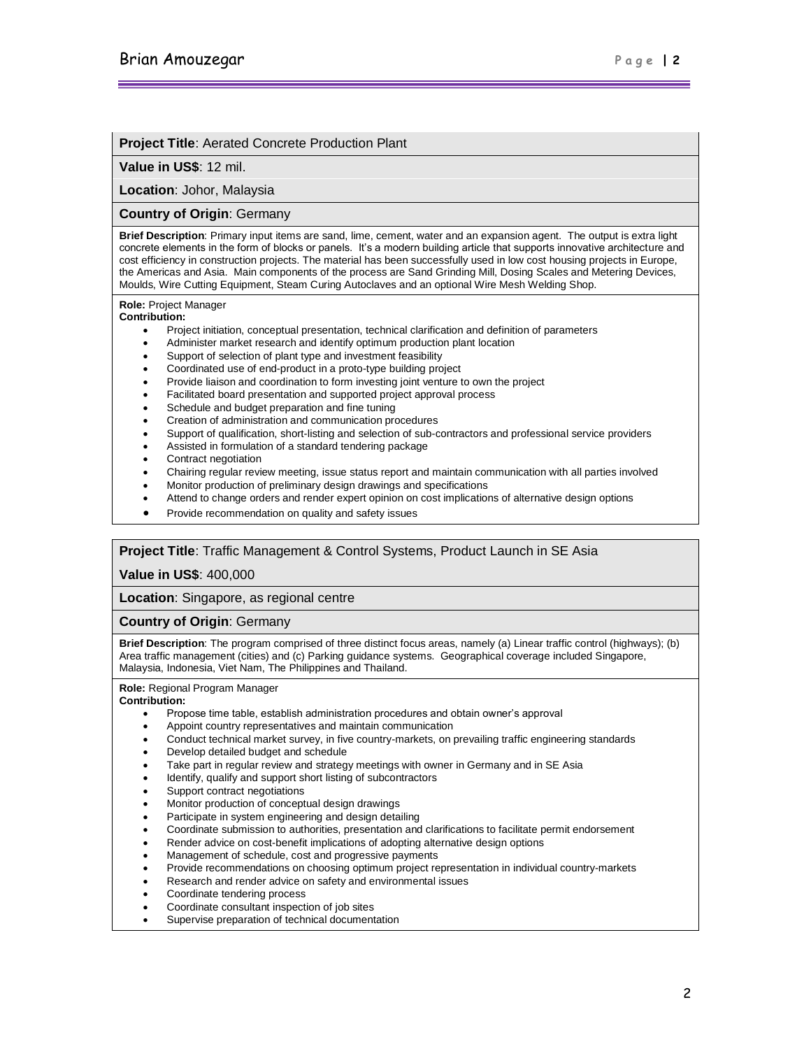**Project Title**: Aerated Concrete Production Plant

**Value in US$**: 12 mil.

**Location**: Johor, Malaysia

**Country of Origin**: Germany

**Brief Description**: Primary input items are sand, lime, cement, water and an expansion agent. The output is extra light concrete elements in the form of blocks or panels. It's a modern building article that supports innovative architecture and cost efficiency in construction projects. The material has been successfully used in low cost housing projects in Europe, the Americas and Asia. Main components of the process are Sand Grinding Mill, Dosing Scales and Metering Devices, Moulds, Wire Cutting Equipment, Steam Curing Autoclaves and an optional Wire Mesh Welding Shop.

**Role:** Project Manager
**Contribution:**

- Project initiation, conceptual presentation, technical clarification and definition of parameters
- Administer market research and identify optimum production plant location
- Support of selection of plant type and investment feasibility
- Coordinated use of end-product in a proto-type building project
- Provide liaison and coordination to form investing joint venture to own the project
- Facilitated board presentation and supported project approval process
- Schedule and budget preparation and fine tuning
- Creation of administration and communication procedures
- Support of qualification, short-listing and selection of sub-contractors and professional service providers
- Assisted in formulation of a standard tendering package
- Contract negotiation
- Chairing regular review meeting, issue status report and maintain communication with all parties involved
- Monitor production of preliminary design drawings and specifications
- Attend to change orders and render expert opinion on cost implications of alternative design options
- Provide recommendation on quality and safety issues

**Project Title**: Traffic Management & Control Systems, Product Launch in SE Asia

**Value in US$**: 400,000

**Location**: Singapore, as regional centre

**Country of Origin**: Germany

**Brief Description**: The program comprised of three distinct focus areas, namely (a) Linear traffic control (highways); (b) Area traffic management (cities) and (c) Parking guidance systems. Geographical coverage included Singapore, Malaysia, Indonesia, Viet Nam, The Philippines and Thailand.

**Role:** Regional Program Manager
**Contribution:**

- Propose time table, establish administration procedures and obtain owner's approval
- Appoint country representatives and maintain communication
- Conduct technical market survey, in five country-markets, on prevailing traffic engineering standards
- Develop detailed budget and schedule
- Take part in regular review and strategy meetings with owner in Germany and in SE Asia
- Identify, qualify and support short listing of subcontractors
- Support contract negotiations
- Monitor production of conceptual design drawings
- Participate in system engineering and design detailing
- Coordinate submission to authorities, presentation and clarifications to facilitate permit endorsement
- Render advice on cost-benefit implications of adopting alternative design options
- Management of schedule, cost and progressive payments
- Provide recommendations on choosing optimum project representation in individual country-markets
- Research and render advice on safety and environmental issues
- Coordinate tendering process
- Coordinate consultant inspection of job sites
- Supervise preparation of technical documentation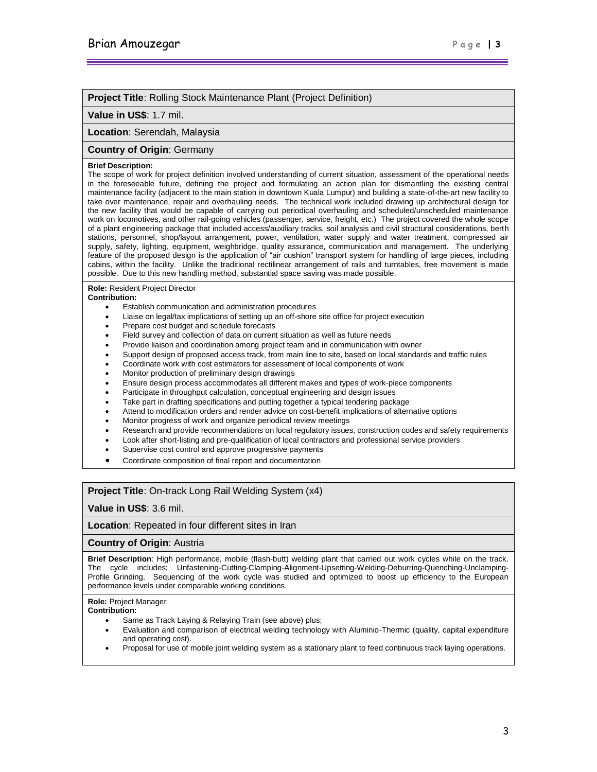**Project Title**: Rolling Stock Maintenance Plant (Project Definition)

**Value in US$**: 1.7 mil.

**Location**: Serendah, Malaysia

**Country of Origin**: Germany

**Brief Description:**
The scope of work for project definition involved understanding of current situation, assessment of the operational needs in the foreseeable future, defining the project and formulating an action plan for dismantling the existing central maintenance facility (adjacent to the main station in downtown Kuala Lumpur) and building a state-of-the-art new facility to take over maintenance, repair and overhauling needs. The technical work included drawing up architectural design for the new facility that would be capable of carrying out periodical overhauling and scheduled/unscheduled maintenance work on locomotives, and other rail-going vehicles (passenger, service, freight, etc.) The project covered the whole scope of a plant engineering package that included access/auxiliary tracks, soil analysis and civil structural considerations, berth stations, personnel, shop/layout arrangement, power, ventilation, water supply and water treatment, compressed air supply, safety, lighting, equipment, weighbridge, quality assurance, communication and management. The underlying feature of the proposed design is the application of "air cushion" transport system for handling of large pieces, including cabins, within the facility. Unlike the traditional rectilinear arrangement of rails and turntables, free movement is made possible. Due to this new handling method, substantial space saving was made possible.

**Role:** Resident Project Director
**Contribution:**

- Establish communication and administration procedures
- Liaise on legal/tax implications of setting up an off-shore site office for project execution
- Prepare cost budget and schedule forecasts
- Field survey and collection of data on current situation as well as future needs
- Provide liaison and coordination among project team and in communication with owner
- Support design of proposed access track, from main line to site, based on local standards and traffic rules
- Coordinate work with cost estimators for assessment of local components of work
- Monitor production of preliminary design drawings
- Ensure design process accommodates all different makes and types of work-piece components
- Participate in throughput calculation, conceptual engineering and design issues
- Take part in drafting specifications and putting together a typical tendering package
- Attend to modification orders and render advice on cost-benefit implications of alternative options
- Monitor progress of work and organize periodical review meetings
- Research and provide recommendations on local regulatory issues, construction codes and safety requirements
- Look after short-listing and pre-qualification of local contractors and professional service providers
- Supervise cost control and approve progressive payments
- Coordinate composition of final report and documentation

**Project Title**: On-track Long Rail Welding System (x4)

**Value in US$**: 3.6 mil.

**Location**: Repeated in four different sites in Iran

**Country of Origin**: Austria

**Brief Description**: High performance, mobile (flash-butt) welding plant that carried out work cycles while on the track. The cycle includes; Unfastening-Cutting-Clamping-Alignment-Upsetting-Welding-Deburring-Quenching-Unclamping-Profile Grinding. Sequencing of the work cycle was studied and optimized to boost up efficiency to the European performance levels under comparable working conditions.

**Role:** Project Manager
**Contribution:**

- Same as Track Laying & Relaying Train (see above) plus;
- Evaluation and comparison of electrical welding technology with Aluminio-Thermic (quality, capital expenditure and operating cost).
- Proposal for use of mobile joint welding system as a stationary plant to feed continuous track laying operations.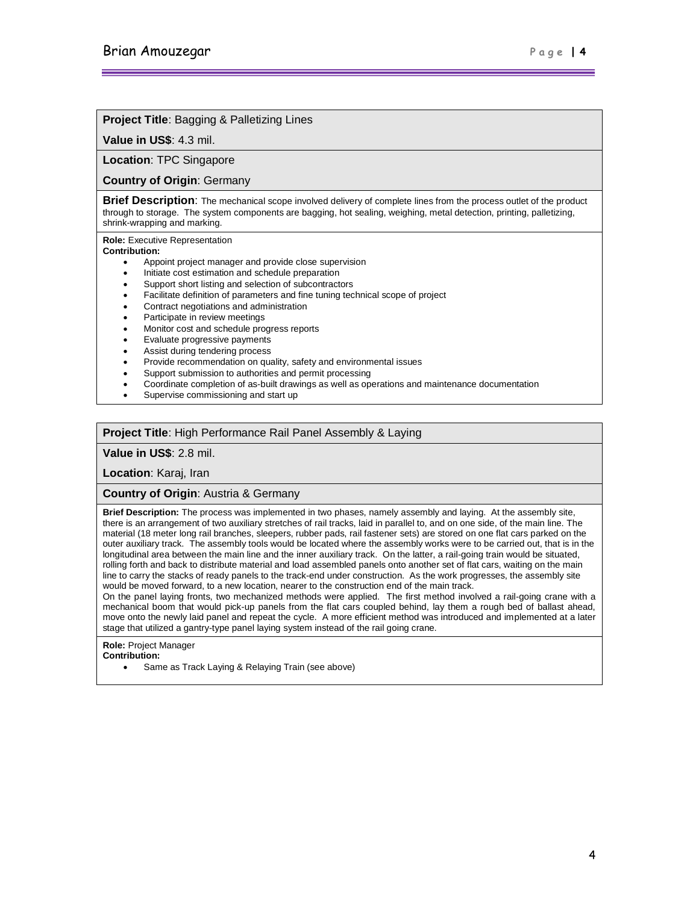**Project Title**: Bagging & Palletizing Lines

**Value in US$**: 4.3 mil.

**Location**: TPC Singapore

**Country of Origin**: Germany

**Brief Description**: The mechanical scope involved delivery of complete lines from the process outlet of the product through to storage. The system components are bagging, hot sealing, weighing, metal detection, printing, palletizing, shrink-wrapping and marking.

**Role:** Executive Representation
**Contribution:**

- Appoint project manager and provide close supervision
- Initiate cost estimation and schedule preparation
- Support short listing and selection of subcontractors
- Facilitate definition of parameters and fine tuning technical scope of project
- Contract negotiations and administration
- Participate in review meetings
- Monitor cost and schedule progress reports
- Evaluate progressive payments
- Assist during tendering process
- Provide recommendation on quality, safety and environmental issues
- Support submission to authorities and permit processing
- Coordinate completion of as-built drawings as well as operations and maintenance documentation
- Supervise commissioning and start up

**Project Title**: High Performance Rail Panel Assembly & Laying

**Value in US$**: 2.8 mil.

**Location**: Karaj, Iran

**Country of Origin**: Austria & Germany

**Brief Description:** The process was implemented in two phases, namely assembly and laying. At the assembly site, there is an arrangement of two auxiliary stretches of rail tracks, laid in parallel to, and on one side, of the main line. The material (18 meter long rail branches, sleepers, rubber pads, rail fastener sets) are stored on one flat cars parked on the outer auxiliary track. The assembly tools would be located where the assembly works were to be carried out, that is in the longitudinal area between the main line and the inner auxiliary track. On the latter, a rail-going train would be situated, rolling forth and back to distribute material and load assembled panels onto another set of flat cars, waiting on the main line to carry the stacks of ready panels to the track-end under construction. As the work progresses, the assembly site would be moved forward, to a new location, nearer to the construction end of the main track.
On the panel laying fronts, two mechanized methods were applied. The first method involved a rail-going crane with a mechanical boom that would pick-up panels from the flat cars coupled behind, lay them a rough bed of ballast ahead, move onto the newly laid panel and repeat the cycle. A more efficient method was introduced and implemented at a later stage that utilized a gantry-type panel laying system instead of the rail going crane.

**Role:** Project Manager
**Contribution:**

- Same as Track Laying & Relaying Train (see above)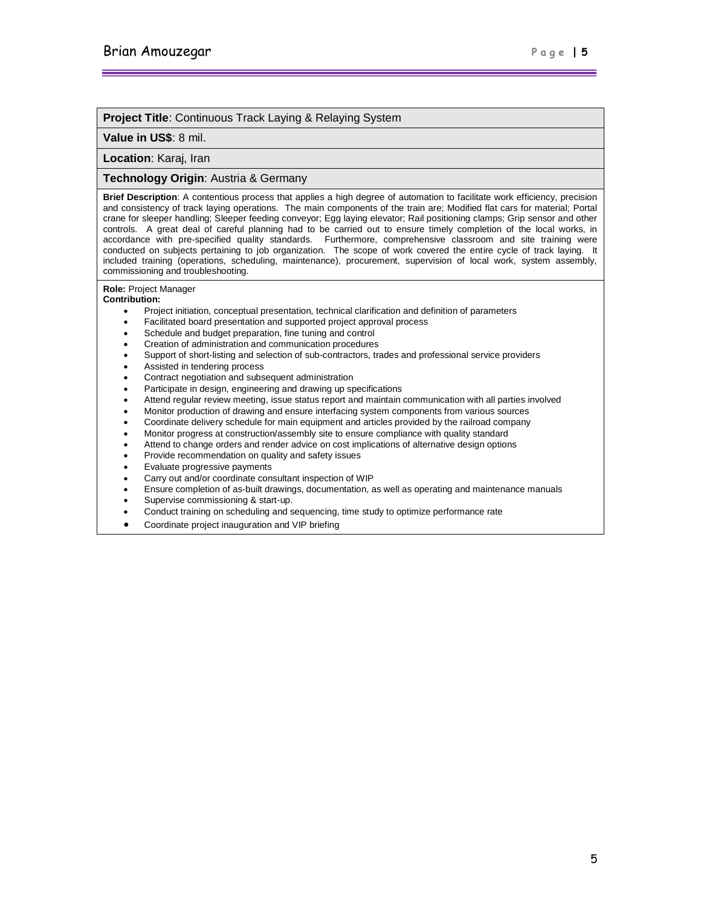**Project Title**: Continuous Track Laying & Relaying System

**Value in US$**: 8 mil.

**Location**: Karaj, Iran

**Technology Origin**: Austria & Germany

**Brief Description**: A contentious process that applies a high degree of automation to facilitate work efficiency, precision and consistency of track laying operations. The main components of the train are; Modified flat cars for material; Portal crane for sleeper handling; Sleeper feeding conveyor; Egg laying elevator; Rail positioning clamps; Grip sensor and other controls. A great deal of careful planning had to be carried out to ensure timely completion of the local works, in accordance with pre-specified quality standards. Furthermore, comprehensive classroom and site training were conducted on subjects pertaining to job organization. The scope of work covered the entire cycle of track laying. It included training (operations, scheduling, maintenance), procurement, supervision of local work, system assembly, commissioning and troubleshooting.

**Role:** Project Manager
**Contribution:**

- Project initiation, conceptual presentation, technical clarification and definition of parameters
- Facilitated board presentation and supported project approval process
- Schedule and budget preparation, fine tuning and control
- Creation of administration and communication procedures
- Support of short-listing and selection of sub-contractors, trades and professional service providers
- Assisted in tendering process
- Contract negotiation and subsequent administration
- Participate in design, engineering and drawing up specifications
- Attend regular review meeting, issue status report and maintain communication with all parties involved
- Monitor production of drawing and ensure interfacing system components from various sources
- Coordinate delivery schedule for main equipment and articles provided by the railroad company
- Monitor progress at construction/assembly site to ensure compliance with quality standard
- Attend to change orders and render advice on cost implications of alternative design options
- Provide recommendation on quality and safety issues
- Evaluate progressive payments
- Carry out and/or coordinate consultant inspection of WIP
- Ensure completion of as-built drawings, documentation, as well as operating and maintenance manuals
- Supervise commissioning & start-up.
- Conduct training on scheduling and sequencing, time study to optimize performance rate
- Coordinate project inauguration and VIP briefing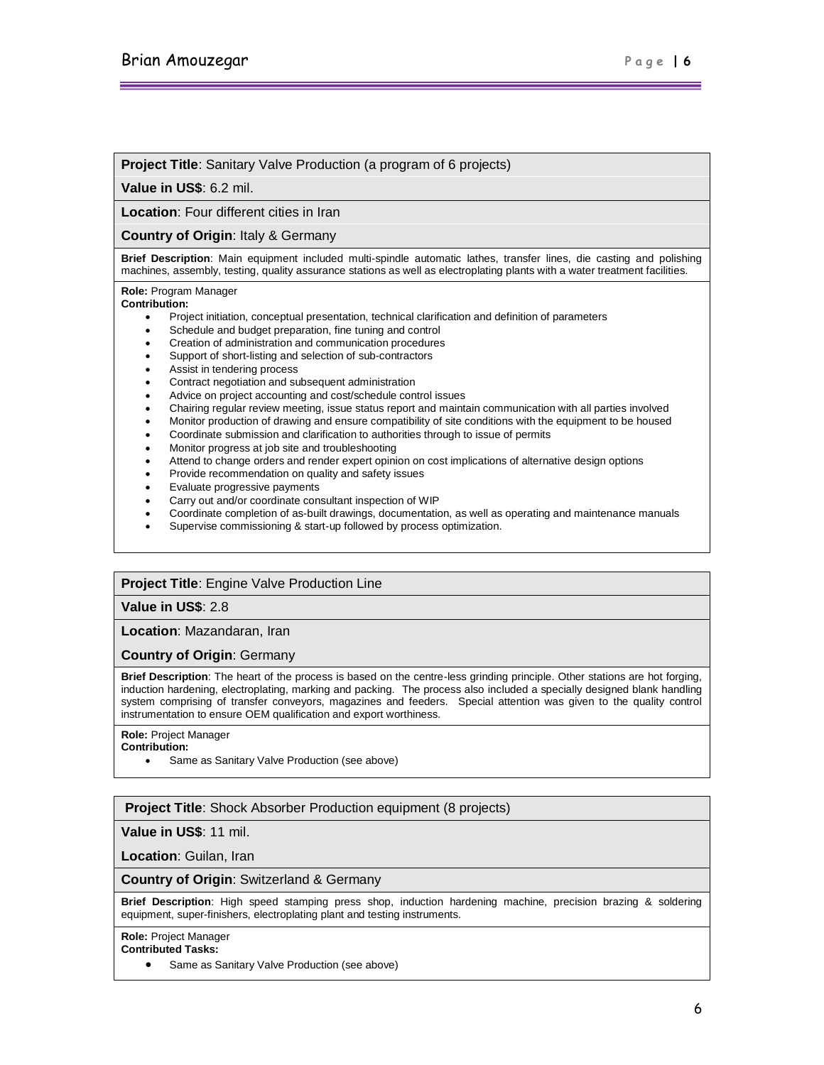**Project Title**: Sanitary Valve Production (a program of 6 projects)

**Value in US$**: 6.2 mil.

**Location**: Four different cities in Iran

**Country of Origin**: Italy & Germany

**Brief Description**: Main equipment included multi-spindle automatic lathes, transfer lines, die casting and polishing machines, assembly, testing, quality assurance stations as well as electroplating plants with a water treatment facilities.

**Role:** Program Manager
**Contribution:**

- Project initiation, conceptual presentation, technical clarification and definition of parameters
- Schedule and budget preparation, fine tuning and control
- Creation of administration and communication procedures
- Support of short-listing and selection of sub-contractors
- Assist in tendering process
- Contract negotiation and subsequent administration
- Advice on project accounting and cost/schedule control issues
- Chairing regular review meeting, issue status report and maintain communication with all parties involved
- Monitor production of drawing and ensure compatibility of site conditions with the equipment to be housed
- Coordinate submission and clarification to authorities through to issue of permits
- Monitor progress at job site and troubleshooting
- Attend to change orders and render expert opinion on cost implications of alternative design options
- Provide recommendation on quality and safety issues
- Evaluate progressive payments
- Carry out and/or coordinate consultant inspection of WIP
- Coordinate completion of as-built drawings, documentation, as well as operating and maintenance manuals
- Supervise commissioning & start-up followed by process optimization.

**Project Title**: Engine Valve Production Line

**Value in US$**: 2.8

**Location**: Mazandaran, Iran

**Country of Origin**: Germany

**Brief Description**: The heart of the process is based on the centre-less grinding principle. Other stations are hot forging, induction hardening, electroplating, marking and packing. The process also included a specially designed blank handling system comprising of transfer conveyors, magazines and feeders. Special attention was given to the quality control instrumentation to ensure OEM qualification and export worthiness.

**Role:** Project Manager
**Contribution:**

- Same as Sanitary Valve Production (see above)

**Project Title**: Shock Absorber Production equipment (8 projects)

**Value in US$**: 11 mil.

**Location**: Guilan, Iran

**Country of Origin**: Switzerland & Germany

**Brief Description**: High speed stamping press shop, induction hardening machine, precision brazing & soldering equipment, super-finishers, electroplating plant and testing instruments.

**Role:** Project Manager
**Contributed Tasks:**

- Same as Sanitary Valve Production (see above)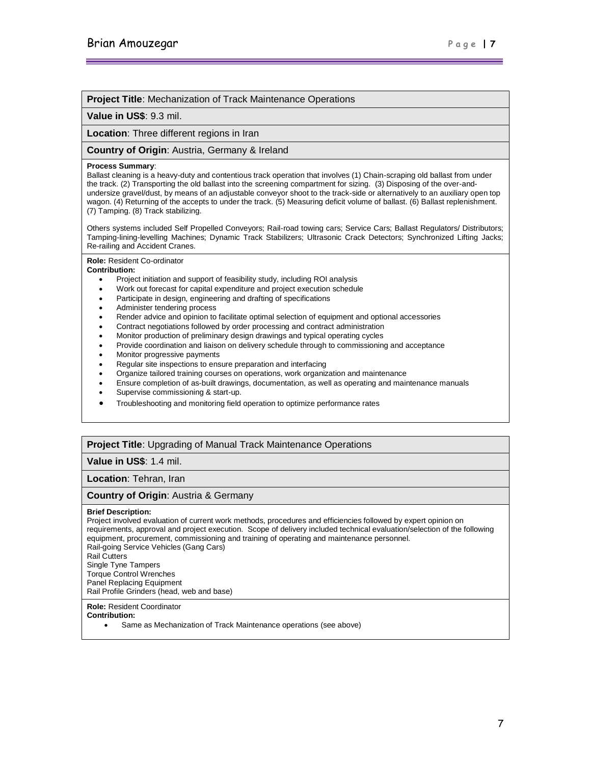**Project Title**: Mechanization of Track Maintenance Operations

**Value in US$**: 9.3 mil.

**Location**: Three different regions in Iran

**Country of Origin**: Austria, Germany & Ireland

**Process Summary**:
Ballast cleaning is a heavy-duty and contentious track operation that involves (1) Chain-scraping old ballast from under the track. (2) Transporting the old ballast into the screening compartment for sizing. (3) Disposing of the over-and-undersize gravel/dust, by means of an adjustable conveyor shoot to the track-side or alternatively to an auxiliary open top wagon. (4) Returning of the accepts to under the track. (5) Measuring deficit volume of ballast. (6) Ballast replenishment. (7) Tamping. (8) Track stabilizing.

Others systems included Self Propelled Conveyors; Rail-road towing cars; Service Cars; Ballast Regulators/ Distributors; Tamping-lining-levelling Machines; Dynamic Track Stabilizers; Ultrasonic Crack Detectors; Synchronized Lifting Jacks; Re-railing and Accident Cranes.

**Role:** Resident Co-ordinator
**Contribution:**

- Project initiation and support of feasibility study, including ROI analysis
- Work out forecast for capital expenditure and project execution schedule
- Participate in design, engineering and drafting of specifications
- Administer tendering process
- Render advice and opinion to facilitate optimal selection of equipment and optional accessories
- Contract negotiations followed by order processing and contract administration
- Monitor production of preliminary design drawings and typical operating cycles
- Provide coordination and liaison on delivery schedule through to commissioning and acceptance
- Monitor progressive payments
- Regular site inspections to ensure preparation and interfacing
- Organize tailored training courses on operations, work organization and maintenance
- Ensure completion of as-built drawings, documentation, as well as operating and maintenance manuals
- Supervise commissioning & start-up.
- Troubleshooting and monitoring field operation to optimize performance rates

**Project Title**: Upgrading of Manual Track Maintenance Operations

**Value in US$**: 1.4 mil.

**Location**: Tehran, Iran

**Country of Origin**: Austria & Germany

**Brief Description:**
Project involved evaluation of current work methods, procedures and efficiencies followed by expert opinion on requirements, approval and project execution. Scope of delivery included technical evaluation/selection of the following equipment, procurement, commissioning and training of operating and maintenance personnel.
Rail-going Service Vehicles (Gang Cars)
Rail Cutters
Single Tyne Tampers
Torque Control Wrenches
Panel Replacing Equipment
Rail Profile Grinders (head, web and base)

**Role:** Resident Coordinator
**Contribution:**

- Same as Mechanization of Track Maintenance operations (see above)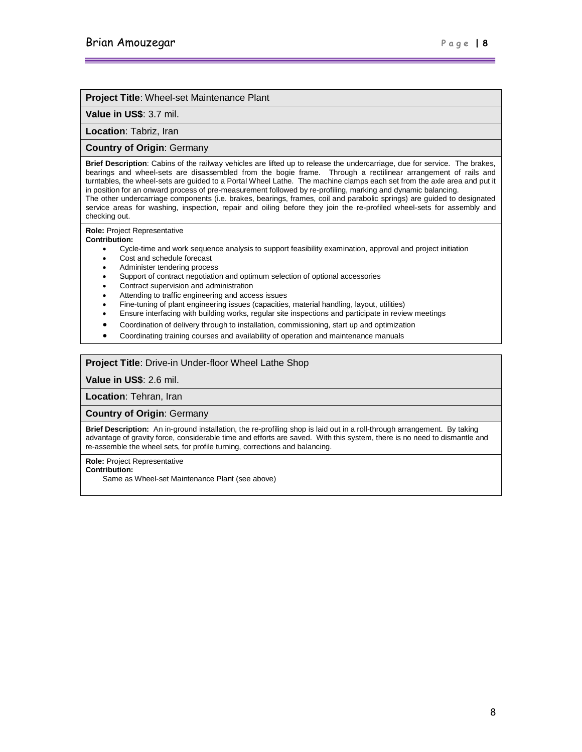**Project Title**: Wheel-set Maintenance Plant

**Value in US$**: 3.7 mil.

**Location**: Tabriz, Iran

**Country of Origin**: Germany

**Brief Description**: Cabins of the railway vehicles are lifted up to release the undercarriage, due for service. The brakes, bearings and wheel-sets are disassembled from the bogie frame. Through a rectilinear arrangement of rails and turntables, the wheel-sets are guided to a Portal Wheel Lathe. The machine clamps each set from the axle area and put it in position for an onward process of pre-measurement followed by re-profiling, marking and dynamic balancing.
The other undercarriage components (i.e. brakes, bearings, frames, coil and parabolic springs) are guided to designated service areas for washing, inspection, repair and oiling before they join the re-profiled wheel-sets for assembly and checking out.

**Role:** Project Representative
**Contribution:**

- Cycle-time and work sequence analysis to support feasibility examination, approval and project initiation
- Cost and schedule forecast
- Administer tendering process
- Support of contract negotiation and optimum selection of optional accessories
- Contract supervision and administration
- Attending to traffic engineering and access issues
- Fine-tuning of plant engineering issues (capacities, material handling, layout, utilities)
- Ensure interfacing with building works, regular site inspections and participate in review meetings
- Coordination of delivery through to installation, commissioning, start up and optimization
- Coordinating training courses and availability of operation and maintenance manuals

**Project Title**: Drive-in Under-floor Wheel Lathe Shop

**Value in US$**: 2.6 mil.

**Location**: Tehran, Iran

**Country of Origin**: Germany

**Brief Description:** An in-ground installation, the re-profiling shop is laid out in a roll-through arrangement. By taking advantage of gravity force, considerable time and efforts are saved. With this system, there is no need to dismantle and re-assemble the wheel sets, for profile turning, corrections and balancing.

**Role:** Project Representative
**Contribution:**

Same as Wheel-set Maintenance Plant (see above)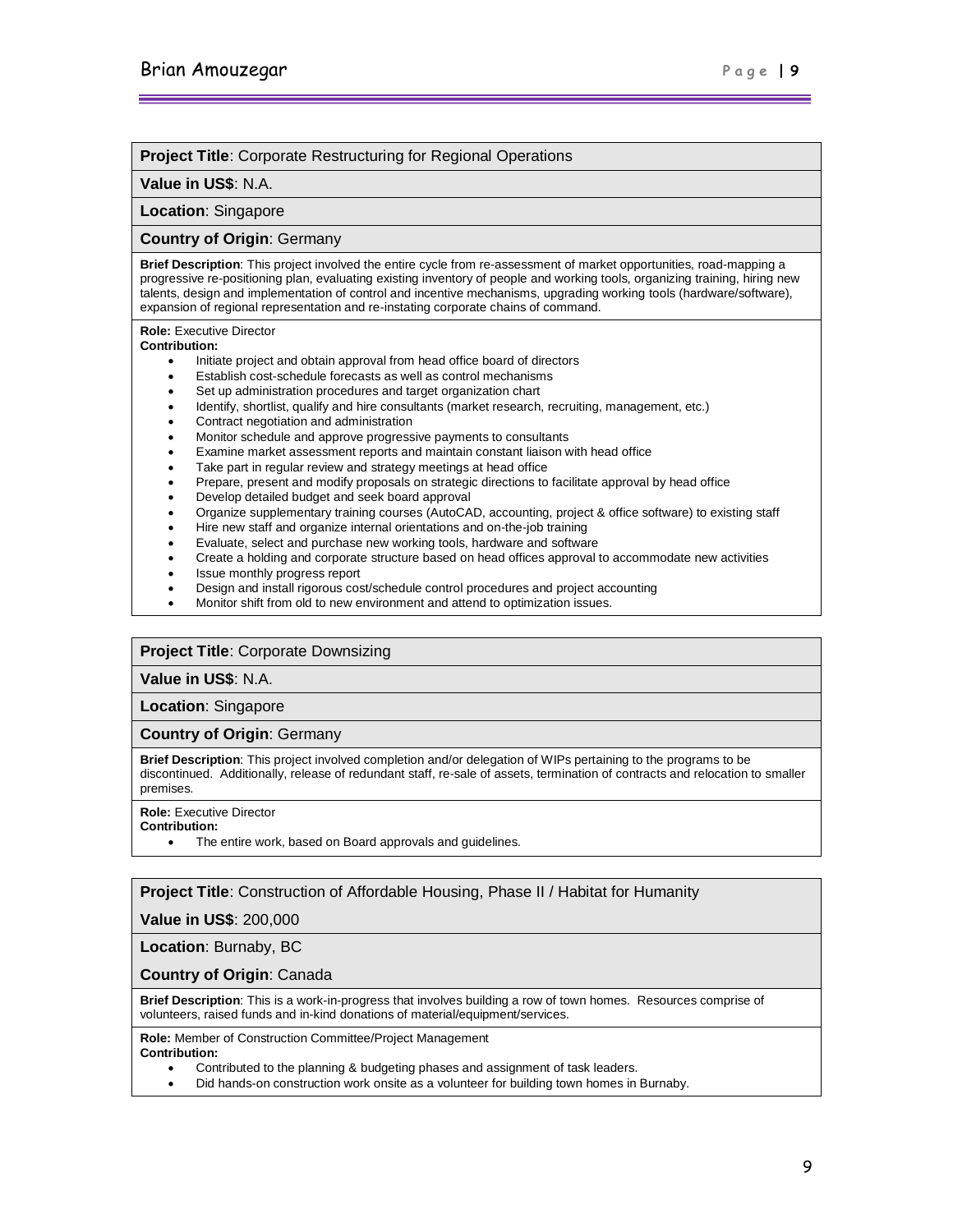**Project Title**: Corporate Restructuring for Regional Operations

**Value in US$**: N.A.

**Location**: Singapore

**Country of Origin**: Germany

**Brief Description**: This project involved the entire cycle from re-assessment of market opportunities, road-mapping a progressive re-positioning plan, evaluating existing inventory of people and working tools, organizing training, hiring new talents, design and implementation of control and incentive mechanisms, upgrading working tools (hardware/software), expansion of regional representation and re-instating corporate chains of command.

**Role:** Executive Director
**Contribution:**

- Initiate project and obtain approval from head office board of directors
- Establish cost-schedule forecasts as well as control mechanisms
- Set up administration procedures and target organization chart
- Identify, shortlist, qualify and hire consultants (market research, recruiting, management, etc.)
- Contract negotiation and administration
- Monitor schedule and approve progressive payments to consultants
- Examine market assessment reports and maintain constant liaison with head office
- Take part in regular review and strategy meetings at head office
- Prepare, present and modify proposals on strategic directions to facilitate approval by head office
- Develop detailed budget and seek board approval
- Organize supplementary training courses (AutoCAD, accounting, project & office software) to existing staff
- Hire new staff and organize internal orientations and on-the-job training
- Evaluate, select and purchase new working tools, hardware and software
- Create a holding and corporate structure based on head offices approval to accommodate new activities
- Issue monthly progress report
- Design and install rigorous cost/schedule control procedures and project accounting
- Monitor shift from old to new environment and attend to optimization issues.

**Project Title**: Corporate Downsizing

**Value in US$**: N.A.

**Location**: Singapore

**Country of Origin**: Germany

**Brief Description**: This project involved completion and/or delegation of WIPs pertaining to the programs to be discontinued. Additionally, release of redundant staff, re-sale of assets, termination of contracts and relocation to smaller premises.

**Role:** Executive Director
**Contribution:**

- The entire work, based on Board approvals and guidelines.

**Project Title**: Construction of Affordable Housing, Phase II / Habitat for Humanity

**Value in US$**: 200,000

**Location**: Burnaby, BC

**Country of Origin**: Canada

**Brief Description**: This is a work-in-progress that involves building a row of town homes. Resources comprise of volunteers, raised funds and in-kind donations of material/equipment/services.

**Role:** Member of Construction Committee/Project Management
**Contribution:**

- Contributed to the planning & budgeting phases and assignment of task leaders.
- Did hands-on construction work onsite as a volunteer for building town homes in Burnaby.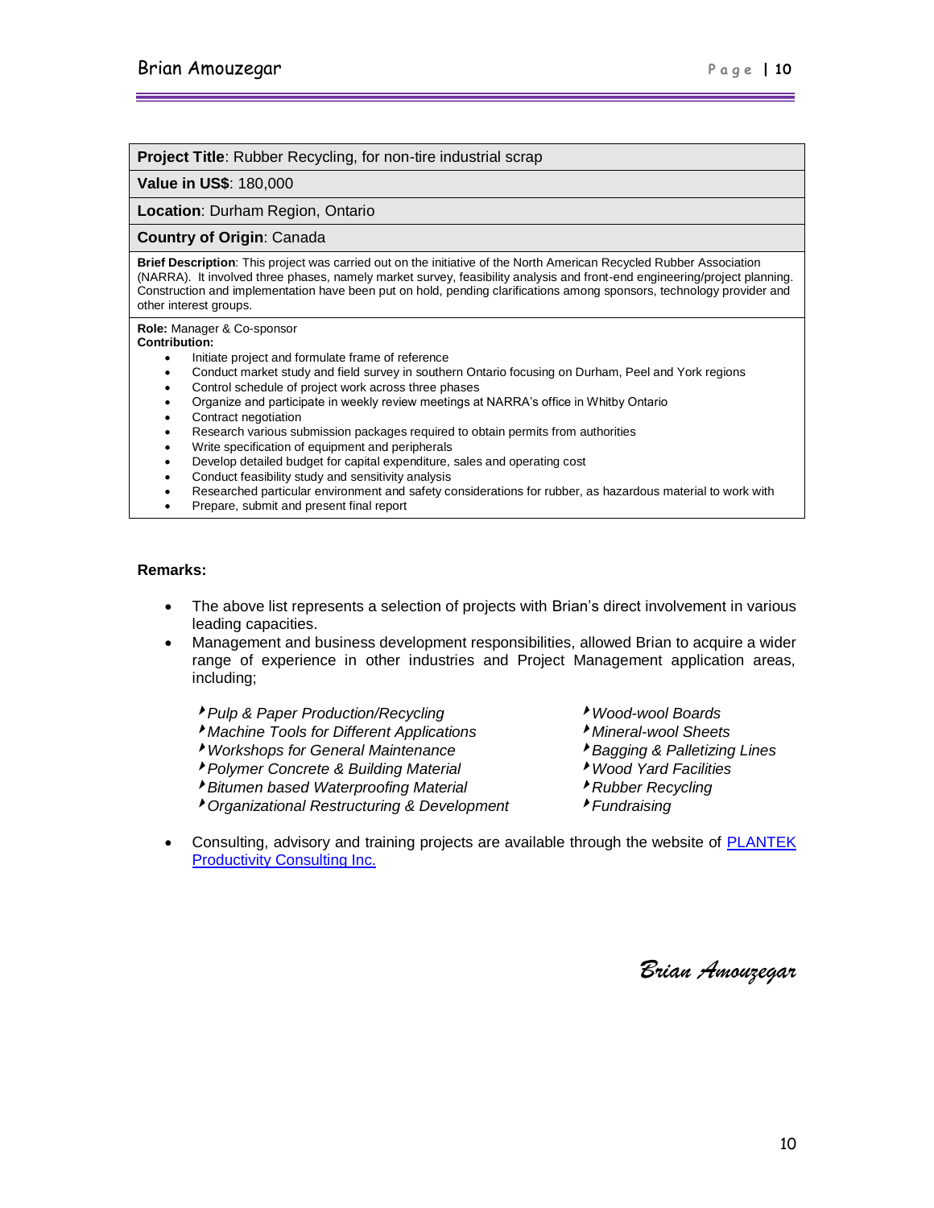**Project Title**: Rubber Recycling, for non-tire industrial scrap

**Value in US$**: 180,000

**Location**: Durham Region, Ontario

**Country of Origin**: Canada

**Brief Description**: This project was carried out on the initiative of the North American Recycled Rubber Association (NARRA). It involved three phases, namely market survey, feasibility analysis and front-end engineering/project planning. Construction and implementation have been put on hold, pending clarifications among sponsors, technology provider and other interest groups.

**Role:** Manager & Co-sponsor
**Contribution:**

- Initiate project and formulate frame of reference
- Conduct market study and field survey in southern Ontario focusing on Durham, Peel and York regions
- Control schedule of project work across three phases
- Organize and participate in weekly review meetings at NARRA's office in Whitby Ontario
- Contract negotiation
- Research various submission packages required to obtain permits from authorities
- Write specification of equipment and peripherals
- Develop detailed budget for capital expenditure, sales and operating cost
- Conduct feasibility study and sensitivity analysis
- Researched particular environment and safety considerations for rubber, as hazardous material to work with
- Prepare, submit and present final report

**Remarks:**

- The above list represents a selection of projects with Brian's direct involvement in various leading capacities.
- Management and business development responsibilities, allowed Brian to acquire a wider range of experience in other industries and Project Management application areas, including;
  - *Pulp & Paper Production/Recycling*
  - *Machine Tools for Different Applications*
  - *Workshops for General Maintenance*
  - *Polymer Concrete & Building Material*
  - *Bitumen based Waterproofing Material*
  - *Organizational Restructuring & Development*
  - *Wood-wool Boards*
  - *Mineral-wool Sheets*
  - *Bagging & Palletizing Lines*
  - *Wood Yard Facilities*
  - *Rubber Recycling*
  - *Fundraising*
- Consulting, advisory and training projects are available through the website of PLANTEK Productivity Consulting Inc.

*Brian Amouzegar*